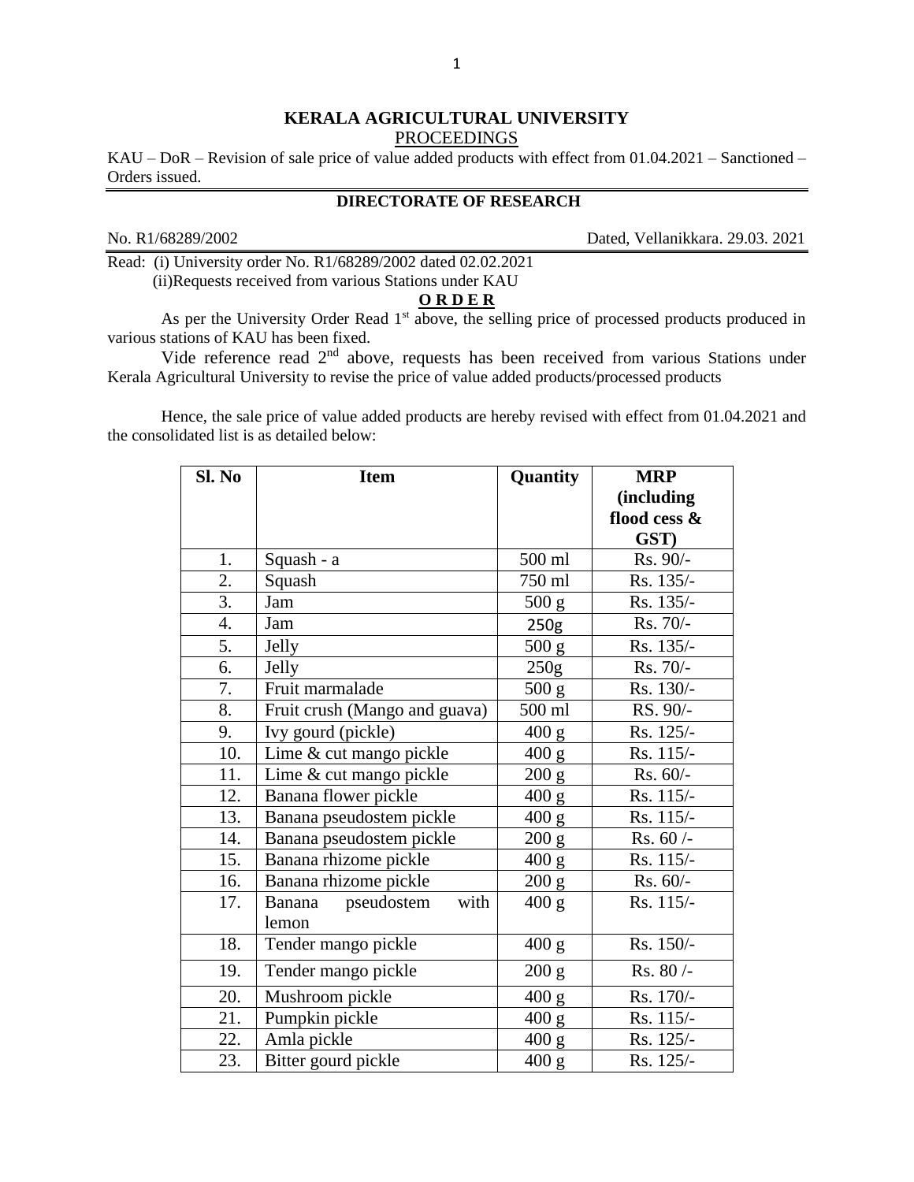# KERALA AGRICULTURAL UNIVERSITY

PROCEEDINGS

KAU – DoR – Revision of sale price of value added products with effect from 01.04.2021 – Sanctioned – Orders issued.

## DIRECTORATE OF RESEARCH

No. R1/68289/2002 Dated, Vellanikkara. 29.03. 2021

Read: (i) University order No. R1/68289/2002 dated 02.02.2021
(ii)Requests received from various Stations under KAU

**O R D E R**

As per the University Order Read 1st above, the selling price of processed products produced in various stations of KAU has been fixed.

Vide reference read 2nd above, requests has been received from various Stations under Kerala Agricultural University to revise the price of value added products/processed products

Hence, the sale price of value added products are hereby revised with effect from 01.04.2021 and the consolidated list is as detailed below:

| Sl. No | Item | Quantity | MRP (including flood cess & GST) |
|---|---|---|---|
| 1. | Squash - a | 500 ml | Rs. 90/- |
| 2. | Squash | 750 ml | Rs. 135/- |
| 3. | Jam | 500 g | Rs. 135/- |
| 4. | Jam | 250g | Rs. 70/- |
| 5. | Jelly | 500 g | Rs. 135/- |
| 6. | Jelly | 250g | Rs. 70/- |
| 7. | Fruit marmalade | 500 g | Rs. 130/- |
| 8. | Fruit crush (Mango and guava) | 500 ml | RS. 90/- |
| 9. | Ivy gourd (pickle) | 400 g | Rs. 125/- |
| 10. | Lime & cut mango pickle | 400 g | Rs. 115/- |
| 11. | Lime & cut mango pickle | 200 g | Rs. 60/- |
| 12. | Banana flower pickle | 400 g | Rs. 115/- |
| 13. | Banana pseudostem pickle | 400 g | Rs. 115/- |
| 14. | Banana pseudostem pickle | 200 g | Rs. 60 /- |
| 15. | Banana rhizome pickle | 400 g | Rs. 115/- |
| 16. | Banana rhizome pickle | 200 g | Rs. 60/- |
| 17. | Banana pseudostem with lemon | 400 g | Rs. 115/- |
| 18. | Tender mango pickle | 400 g | Rs. 150/- |
| 19. | Tender mango pickle | 200 g | Rs. 80 /- |
| 20. | Mushroom pickle | 400 g | Rs. 170/- |
| 21. | Pumpkin pickle | 400 g | Rs. 115/- |
| 22. | Amla pickle | 400 g | Rs. 125/- |
| 23. | Bitter gourd pickle | 400 g | Rs. 125/- |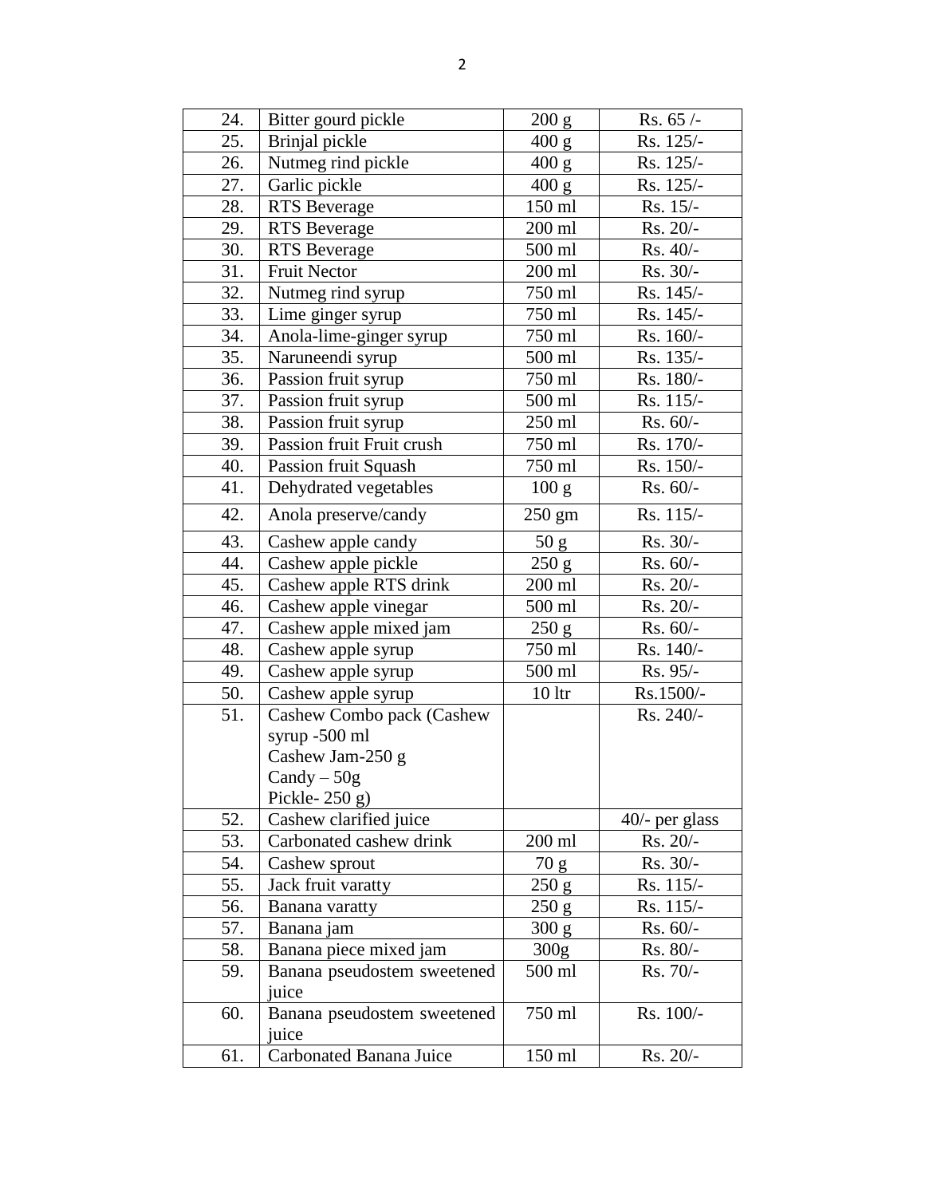| 24. | Bitter gourd pickle | 200 g | Rs. 65 /- |
|---|---|---|---|
| 25. | Brinjal pickle | 400 g | Rs. 125/- |
| 26. | Nutmeg rind pickle | 400 g | Rs. 125/- |
| 27. | Garlic pickle | 400 g | Rs. 125/- |
| 28. | RTS Beverage | 150 ml | Rs. 15/- |
| 29. | RTS Beverage | 200 ml | Rs. 20/- |
| 30. | RTS Beverage | 500 ml | Rs. 40/- |
| 31. | Fruit Nector | 200 ml | Rs. 30/- |
| 32. | Nutmeg rind syrup | 750 ml | Rs. 145/- |
| 33. | Lime ginger syrup | 750 ml | Rs. 145/- |
| 34. | Anola-lime-ginger syrup | 750 ml | Rs. 160/- |
| 35. | Naruneendi syrup | 500 ml | Rs. 135/- |
| 36. | Passion fruit syrup | 750 ml | Rs. 180/- |
| 37. | Passion fruit syrup | 500 ml | Rs. 115/- |
| 38. | Passion fruit syrup | 250 ml | Rs. 60/- |
| 39. | Passion fruit Fruit crush | 750 ml | Rs. 170/- |
| 40. | Passion fruit Squash | 750 ml | Rs. 150/- |
| 41. | Dehydrated vegetables | 100 g | Rs. 60/- |
| 42. | Anola preserve/candy | 250 gm | Rs. 115/- |
| 43. | Cashew apple candy | 50 g | Rs. 30/- |
| 44. | Cashew apple pickle | 250 g | Rs. 60/- |
| 45. | Cashew apple RTS drink | 200 ml | Rs. 20/- |
| 46. | Cashew apple vinegar | 500 ml | Rs. 20/- |
| 47. | Cashew apple mixed jam | 250 g | Rs. 60/- |
| 48. | Cashew apple syrup | 750 ml | Rs. 140/- |
| 49. | Cashew apple syrup | 500 ml | Rs. 95/- |
| 50. | Cashew apple syrup | 10 ltr | Rs.1500/- |
| 51. | Cashew Combo pack (Cashew syrup -500 ml Cashew Jam-250 g Candy – 50g Pickle- 250 g) | | Rs. 240/- |
| 52. | Cashew clarified juice | | 40/- per glass |
| 53. | Carbonated cashew drink | 200 ml | Rs. 20/- |
| 54. | Cashew sprout | 70 g | Rs. 30/- |
| 55. | Jack fruit varatty | 250 g | Rs. 115/- |
| 56. | Banana varatty | 250 g | Rs. 115/- |
| 57. | Banana jam | 300 g | Rs. 60/- |
| 58. | Banana piece mixed jam | 300g | Rs. 80/- |
| 59. | Banana pseudostem sweetened juice | 500 ml | Rs. 70/- |
| 60. | Banana pseudostem sweetened juice | 750 ml | Rs. 100/- |
| 61. | Carbonated Banana Juice | 150 ml | Rs. 20/- |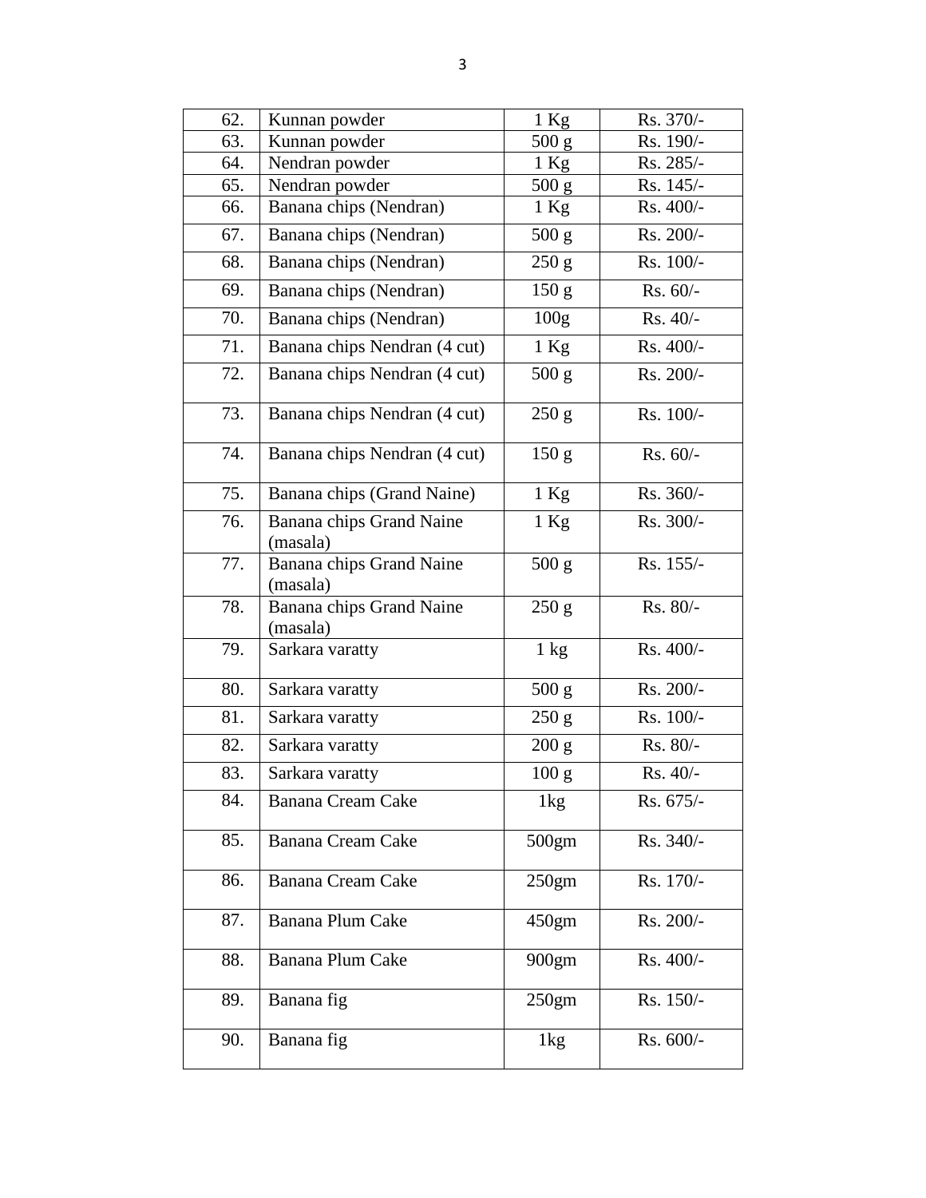| 62. | Kunnan powder | 1 Kg | Rs. 370/- |
|---|---|---|---|
| 63. | Kunnan powder | 500 g | Rs. 190/- |
| 64. | Nendran powder | 1 Kg | Rs. 285/- |
| 65. | Nendran powder | 500 g | Rs. 145/- |
| 66. | Banana chips (Nendran) | 1 Kg | Rs. 400/- |
| 67. | Banana chips (Nendran) | 500 g | Rs. 200/- |
| 68. | Banana chips (Nendran) | 250 g | Rs. 100/- |
| 69. | Banana chips (Nendran) | 150 g | Rs. 60/- |
| 70. | Banana chips (Nendran) | 100g | Rs. 40/- |
| 71. | Banana chips Nendran (4 cut) | 1 Kg | Rs. 400/- |
| 72. | Banana chips Nendran (4 cut) | 500 g | Rs. 200/- |
| 73. | Banana chips Nendran (4 cut) | 250 g | Rs. 100/- |
| 74. | Banana chips Nendran (4 cut) | 150 g | Rs. 60/- |
| 75. | Banana chips (Grand Naine) | 1 Kg | Rs. 360/- |
| 76. | Banana chips Grand Naine (masala) | 1 Kg | Rs. 300/- |
| 77. | Banana chips Grand Naine (masala) | 500 g | Rs. 155/- |
| 78. | Banana chips Grand Naine (masala) | 250 g | Rs. 80/- |
| 79. | Sarkara varatty | 1 kg | Rs. 400/- |
| 80. | Sarkara varatty | 500 g | Rs. 200/- |
| 81. | Sarkara varatty | 250 g | Rs. 100/- |
| 82. | Sarkara varatty | 200 g | Rs. 80/- |
| 83. | Sarkara varatty | 100 g | Rs. 40/- |
| 84. | Banana Cream Cake | 1kg | Rs. 675/- |
| 85. | Banana Cream Cake | 500gm | Rs. 340/- |
| 86. | Banana Cream Cake | 250gm | Rs. 170/- |
| 87. | Banana Plum Cake | 450gm | Rs. 200/- |
| 88. | Banana Plum Cake | 900gm | Rs. 400/- |
| 89. | Banana fig | 250gm | Rs. 150/- |
| 90. | Banana fig | 1kg | Rs. 600/- |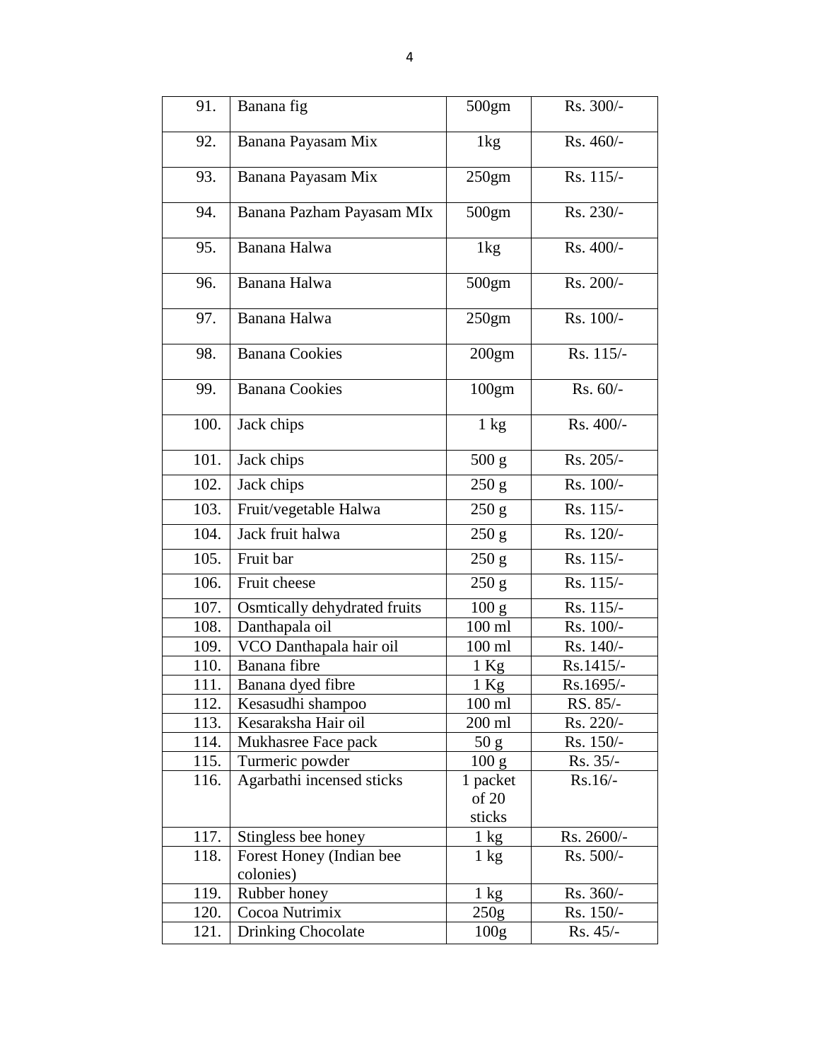| 91. | Banana fig | 500gm | Rs. 300/- |
|---|---|---|---|
| 92. | Banana Payasam Mix | 1kg | Rs. 460/- |
| 93. | Banana Payasam Mix | 250gm | Rs. 115/- |
| 94. | Banana Pazham Payasam MIx | 500gm | Rs. 230/- |
| 95. | Banana Halwa | 1kg | Rs. 400/- |
| 96. | Banana Halwa | 500gm | Rs. 200/- |
| 97. | Banana Halwa | 250gm | Rs. 100/- |
| 98. | Banana Cookies | 200gm | Rs. 115/- |
| 99. | Banana Cookies | 100gm | Rs. 60/- |
| 100. | Jack chips | 1 kg | Rs. 400/- |
| 101. | Jack chips | 500 g | Rs. 205/- |
| 102. | Jack chips | 250 g | Rs. 100/- |
| 103. | Fruit/vegetable Halwa | 250 g | Rs. 115/- |
| 104. | Jack fruit halwa | 250 g | Rs. 120/- |
| 105. | Fruit bar | 250 g | Rs. 115/- |
| 106. | Fruit cheese | 250 g | Rs. 115/- |
| 107. | Osmtically dehydrated fruits | 100 g | Rs. 115/- |
| 108. | Danthapala oil | 100 ml | Rs. 100/- |
| 109. | VCO Danthapala hair oil | 100 ml | Rs. 140/- |
| 110. | Banana fibre | 1 Kg | Rs.1415/- |
| 111. | Banana dyed fibre | 1 Kg | Rs.1695/- |
| 112. | Kesasudhi shampoo | 100 ml | RS. 85/- |
| 113. | Kesaraksha Hair oil | 200 ml | Rs. 220/- |
| 114. | Mukhasree Face pack | 50 g | Rs. 150/- |
| 115. | Turmeric powder | 100 g | Rs. 35/- |
| 116. | Agarbathi incensed sticks | 1 packet of 20 sticks | Rs.16/- |
| 117. | Stingless bee honey | 1 kg | Rs. 2600/- |
| 118. | Forest Honey (Indian bee colonies) | 1 kg | Rs. 500/- |
| 119. | Rubber honey | 1 kg | Rs. 360/- |
| 120. | Cocoa Nutrimix | 250g | Rs. 150/- |
| 121. | Drinking Chocolate | 100g | Rs. 45/- |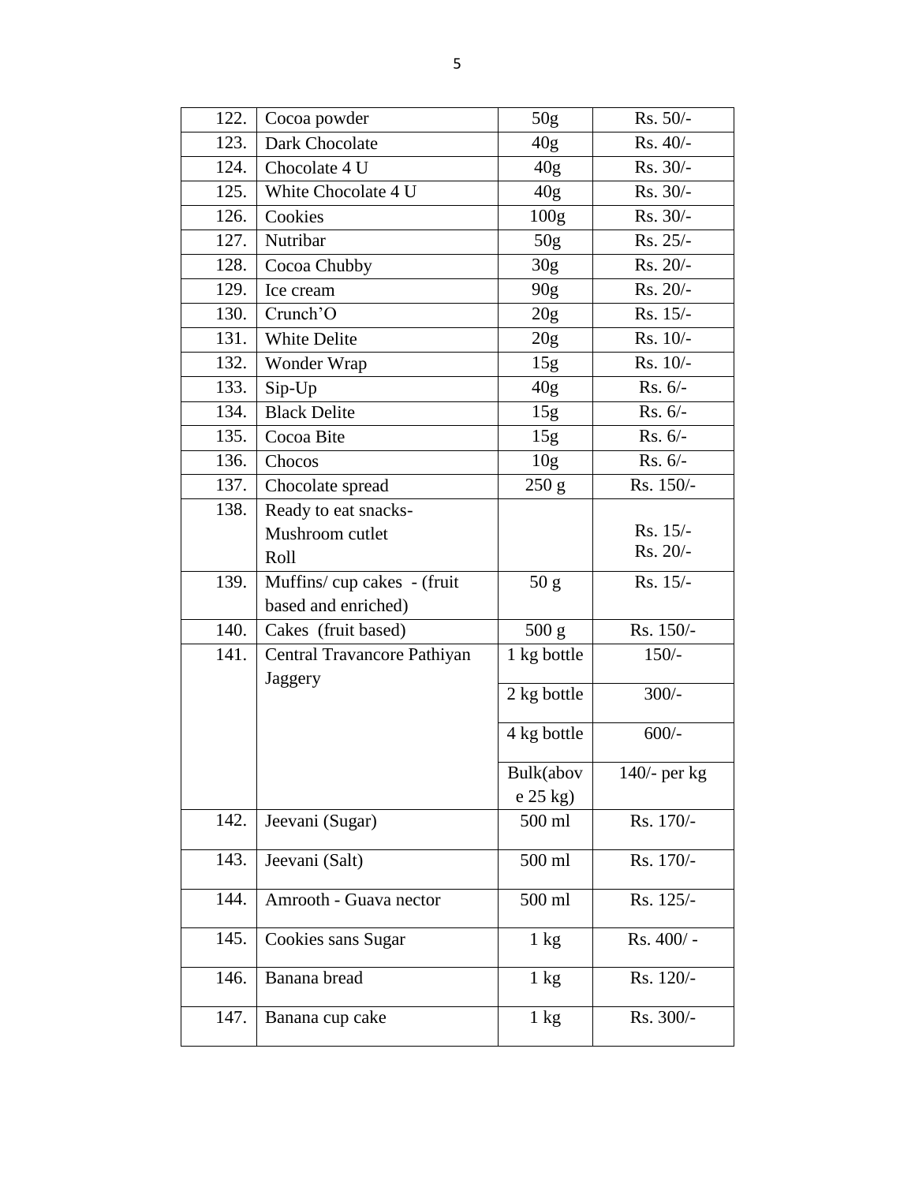| 122. | Cocoa powder | 50g | Rs. 50/- |
|---|---|---|---|
| 123. | Dark Chocolate | 40g | Rs. 40/- |
| 124. | Chocolate 4 U | 40g | Rs. 30/- |
| 125. | White Chocolate 4 U | 40g | Rs. 30/- |
| 126. | Cookies | 100g | Rs. 30/- |
| 127. | Nutribar | 50g | Rs. 25/- |
| 128. | Cocoa Chubby | 30g | Rs. 20/- |
| 129. | Ice cream | 90g | Rs. 20/- |
| 130. | Crunch'O | 20g | Rs. 15/- |
| 131. | White Delite | 20g | Rs. 10/- |
| 132. | Wonder Wrap | 15g | Rs. 10/- |
| 133. | Sip-Up | 40g | Rs. 6/- |
| 134. | Black Delite | 15g | Rs. 6/- |
| 135. | Cocoa Bite | 15g | Rs. 6/- |
| 136. | Chocos | 10g | Rs. 6/- |
| 137. | Chocolate spread | 250 g | Rs. 150/- |
| 138. | Ready to eat snacks- Mushroom cutlet Roll | | Rs. 15/- Rs. 20/- |
| 139. | Muffins/ cup cakes - (fruit based and enriched) | 50 g | Rs. 15/- |
| 140. | Cakes (fruit based) | 500 g | Rs. 150/- |
| 141. | Central Travancore Pathiyan Jaggery | 1 kg bottle | 150/- |
| | | 2 kg bottle | 300/- |
| | | 4 kg bottle | 600/- |
| | | Bulk(above 25 kg) | 140/- per kg |
| 142. | Jeevani (Sugar) | 500 ml | Rs. 170/- |
| 143. | Jeevani (Salt) | 500 ml | Rs. 170/- |
| 144. | Amrooth - Guava nector | 500 ml | Rs. 125/- |
| 145. | Cookies sans Sugar | 1 kg | Rs. 400/ - |
| 146. | Banana bread | 1 kg | Rs. 120/- |
| 147. | Banana cup cake | 1 kg | Rs. 300/- |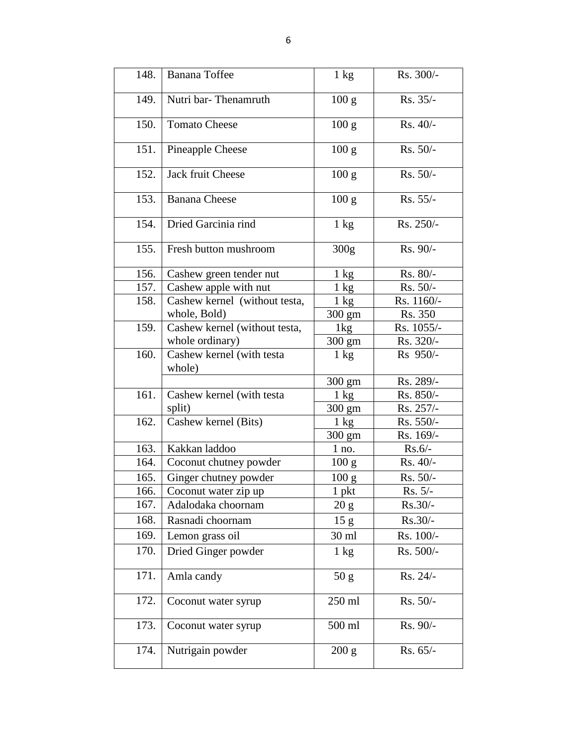| 148. | Banana Toffee | 1 kg | Rs. 300/- |
|---|---|---|---|
| 149. | Nutri bar- Thenamruth | 100 g | Rs. 35/- |
| 150. | Tomato Cheese | 100 g | Rs. 40/- |
| 151. | Pineapple Cheese | 100 g | Rs. 50/- |
| 152. | Jack fruit Cheese | 100 g | Rs. 50/- |
| 153. | Banana Cheese | 100 g | Rs. 55/- |
| 154. | Dried Garcinia rind | 1 kg | Rs. 250/- |
| 155. | Fresh button mushroom | 300g | Rs. 90/- |
| 156. | Cashew green tender nut | 1 kg | Rs. 80/- |
| 157. | Cashew apple with nut | 1 kg | Rs. 50/- |
| 158. | Cashew kernel (without testa, whole, Bold) | 1 kg | Rs. 1160/- |
| | | 300 gm | Rs. 350 |
| 159. | Cashew kernel (without testa, whole ordinary) | 1kg | Rs. 1055/- |
| | | 300 gm | Rs. 320/- |
| 160. | Cashew kernel (with testa whole) | 1 kg | Rs 950/- |
| | | 300 gm | Rs. 289/- |
| 161. | Cashew kernel (with testa split) | 1 kg | Rs. 850/- |
| | | 300 gm | Rs. 257/- |
| 162. | Cashew kernel (Bits) | 1 kg | Rs. 550/- |
| | | 300 gm | Rs. 169/- |
| 163. | Kakkan laddoo | 1 no. | Rs.6/- |
| 164. | Coconut chutney powder | 100 g | Rs. 40/- |
| 165. | Ginger chutney powder | 100 g | Rs. 50/- |
| 166. | Coconut water zip up | 1 pkt | Rs. 5/- |
| 167. | Adalodaka choornam | 20 g | Rs.30/- |
| 168. | Rasnadi choornam | 15 g | Rs.30/- |
| 169. | Lemon grass oil | 30 ml | Rs. 100/- |
| 170. | Dried Ginger powder | 1 kg | Rs. 500/- |
| 171. | Amla candy | 50 g | Rs. 24/- |
| 172. | Coconut water syrup | 250 ml | Rs. 50/- |
| 173. | Coconut water syrup | 500 ml | Rs. 90/- |
| 174. | Nutrigain powder | 200 g | Rs. 65/- |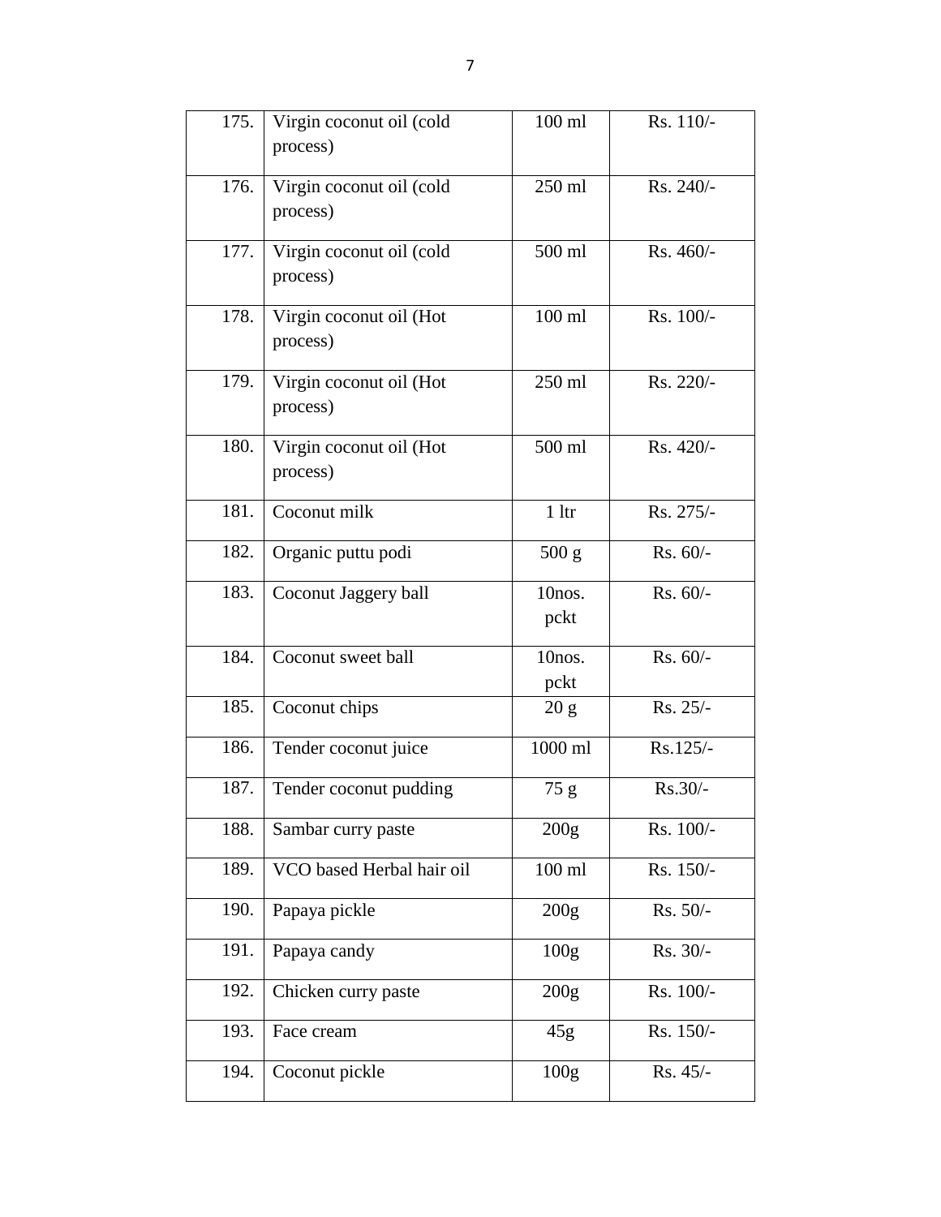| 175. | Virgin coconut oil (cold process) | 100 ml | Rs. 110/- |
|---|---|---|---|
| 176. | Virgin coconut oil (cold process) | 250 ml | Rs. 240/- |
| 177. | Virgin coconut oil (cold process) | 500 ml | Rs. 460/- |
| 178. | Virgin coconut oil (Hot process) | 100 ml | Rs. 100/- |
| 179. | Virgin coconut oil (Hot process) | 250 ml | Rs. 220/- |
| 180. | Virgin coconut oil (Hot process) | 500 ml | Rs. 420/- |
| 181. | Coconut milk | 1 ltr | Rs. 275/- |
| 182. | Organic puttu podi | 500 g | Rs. 60/- |
| 183. | Coconut Jaggery ball | 10nos. pckt | Rs. 60/- |
| 184. | Coconut sweet ball | 10nos. pckt | Rs. 60/- |
| 185. | Coconut chips | 20 g | Rs. 25/- |
| 186. | Tender coconut juice | 1000 ml | Rs.125/- |
| 187. | Tender coconut pudding | 75 g | Rs.30/- |
| 188. | Sambar curry paste | 200g | Rs. 100/- |
| 189. | VCO based Herbal hair oil | 100 ml | Rs. 150/- |
| 190. | Papaya pickle | 200g | Rs. 50/- |
| 191. | Papaya candy | 100g | Rs. 30/- |
| 192. | Chicken curry paste | 200g | Rs. 100/- |
| 193. | Face cream | 45g | Rs. 150/- |
| 194. | Coconut pickle | 100g | Rs. 45/- |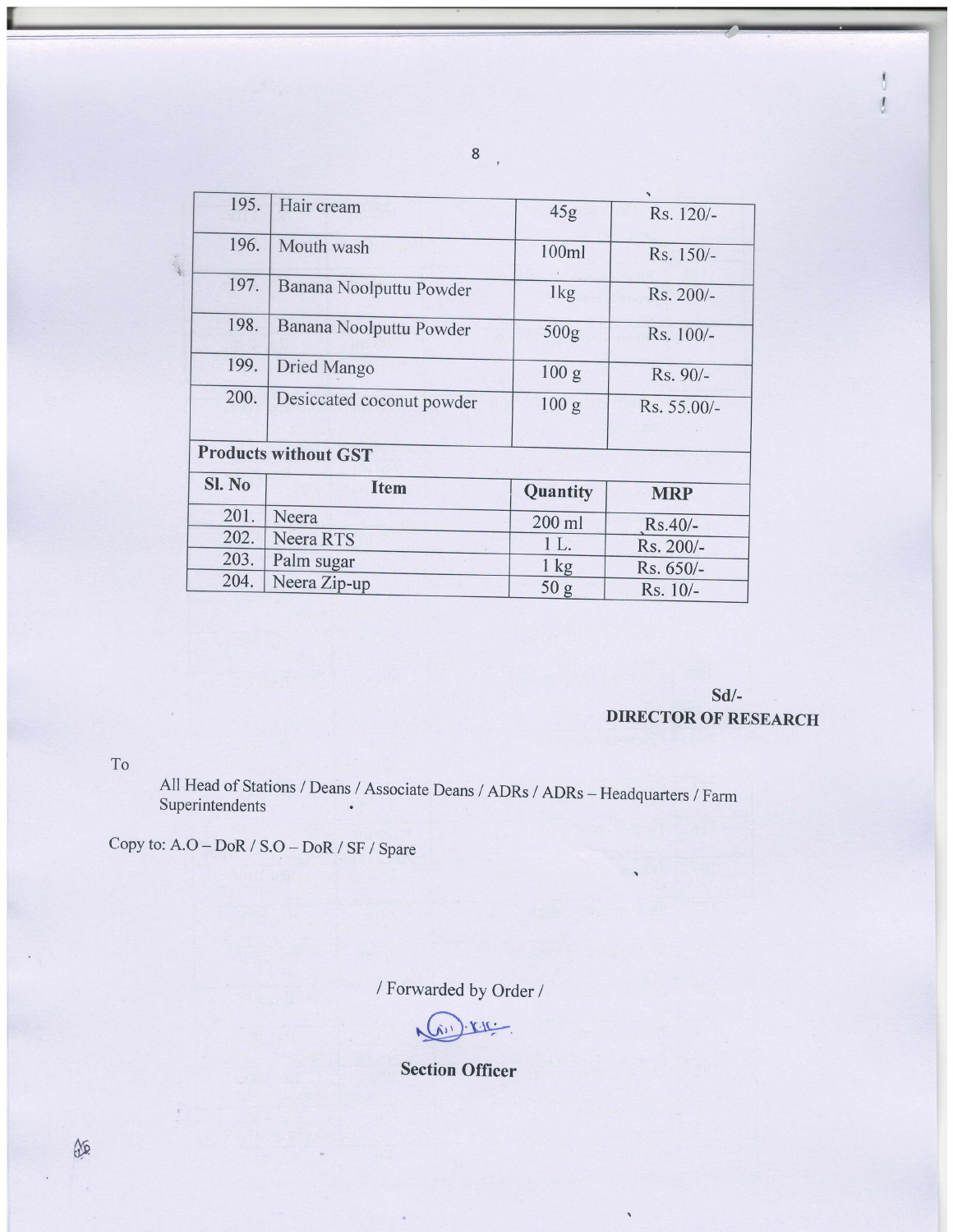| | | | |
|---|---|---|---|
| 195. | Hair cream | 45g | Rs. 120/- |
| 196. | Mouth wash | 100ml | Rs. 150/- |
| 197. | Banana Noolputtu Powder | 1kg | Rs. 200/- |
| 198. | Banana Noolputtu Powder | 500g | Rs. 100/- |
| 199. | Dried Mango | 100 g | Rs. 90/- |
| 200. | Desiccated coconut powder | 100 g | Rs. 55.00/- |

**Products without GST**

| Sl. No | Item | Quantity | MRP |
|---|---|---|---|
| 201. | Neera | 200 ml | Rs.40/- |
| 202. | Neera RTS | 1 L. | Rs. 200/- |
| 203. | Palm sugar | 1 kg | Rs. 650/- |
| 204. | Neera Zip-up | 50 g | Rs. 10/- |

Sd/-
**DIRECTOR OF RESEARCH**

To

All Head of Stations / Deans / Associate Deans / ADRs / ADRs – Headquarters / Farm Superintendents

Copy to: A.O – DoR / S.O – DoR / SF / Spare

/ Forwarded by Order /

**Section Officer**